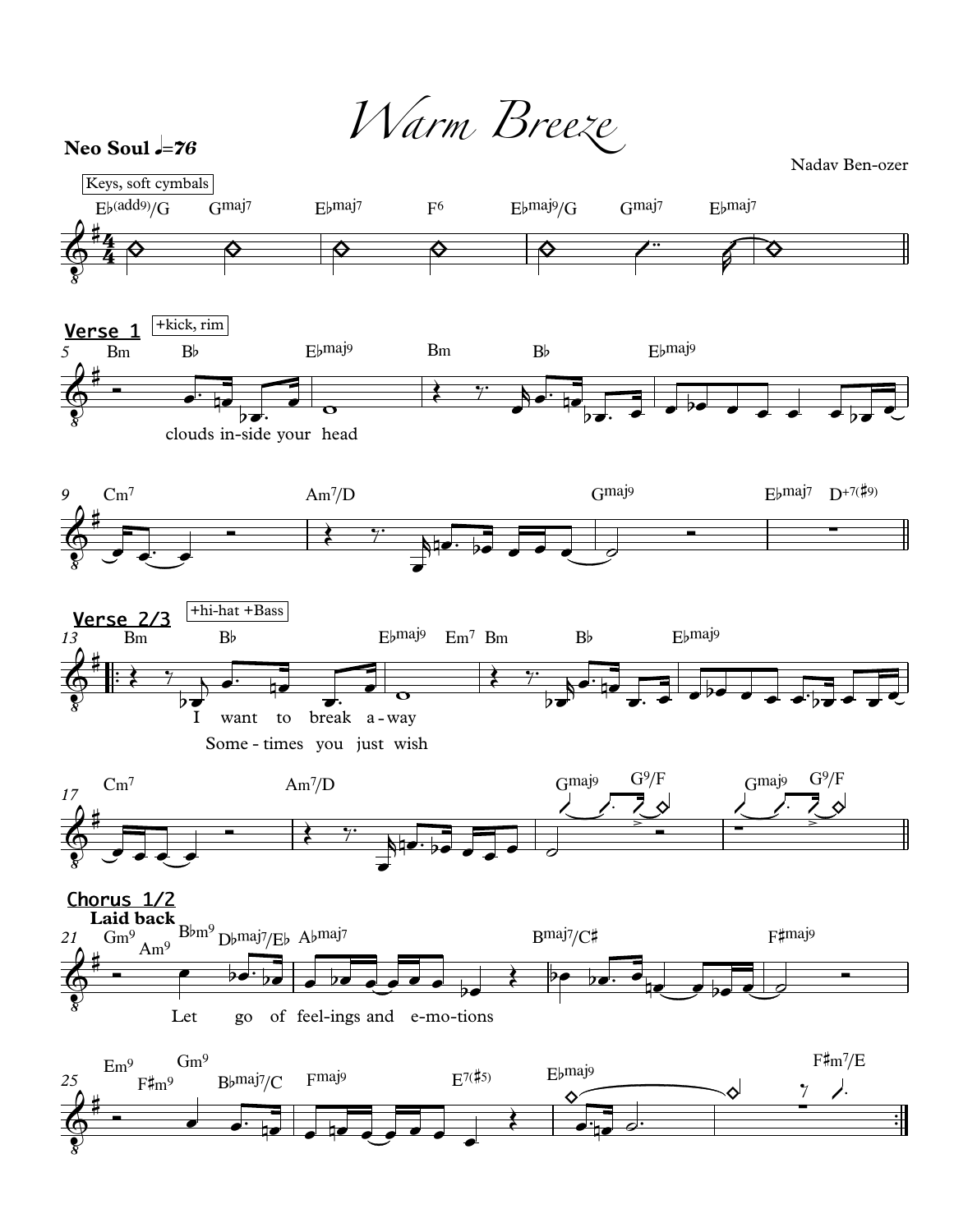# *Warm Breeze*

**Neo Soul** ♩=76

Nadav Ben-ozer

Keys, soft cymbals

E♭(add9)/G  Gmaj7  E♭maj7  F6  E♭maj9/G  Gmaj7  E♭maj7

**Verse 1**  +kick, rim

5 Bm  B♭  E♭maj9  Bm  B♭  E♭maj9

clouds in-side your head

9 Cm7  Am7/D  Gmaj9  E♭maj7  D+7(♯9)

**Verse 2/3**  +hi-hat +Bass

13 Bm  B♭  E♭maj9  Em7  Bm  B♭  E♭maj9

I want to break a-way

Some-times you just wish

17 Cm7  Am7/D  Gmaj9  G9/F  Gmaj9  G9/F

**Chorus 1/2**

**Laid back**

21 Gm9  Am9  B♭m9  D♭maj7/E♭  A♭maj7  Bmaj7/C♯  F♯maj9

Let go of feel-ings and e-mo-tions

25 Em9  F♯m9  Gm9  B♭maj7/C  Fmaj9  E7(♯5)  E♭maj9  F♯m7/E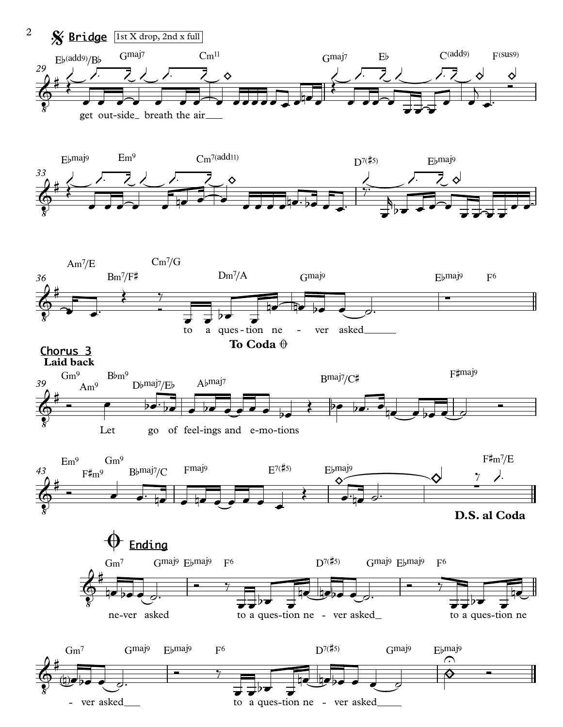## Bridge

1st X drop, 2nd x full

Eb(add9)/Bb Gmaj7 Cm11 Gmaj7 Eb C(add9) F(sus9)

get out-side_ breath the air___

Ebmaj9 Em9 Cm7(add11) D7(#5) Ebmaj9

Am7/E Bm7/F# Cm7/G Dm7/A Gmaj9 Ebmaj9 F6

to a ques-tion ne - ver asked______

**To Coda**

## Chorus 3

**Laid back**

Gm9 Am9 Bbm9 Dbmaj7/Eb Abmaj7 Bmaj7/C# F#maj9

Let go of feel-ings and e-mo-tions

Em9 F#m9 Gm9 Bbmaj7/C Fmaj9 E7(#5) Ebmaj9 F#m7/E

**D.S. al Coda**

## Ending

Gm7 Gmaj9 Ebmaj9 F6 D7(#5) Gmaj9 Ebmaj9 F6

ne-ver asked to a ques-tion ne - ver asked_ to a ques-tion ne

Gm7 Gmaj9 Ebmaj9 F6 D7(#5) Gmaj9 Ebmaj9

- ver asked___ to a ques-tion ne - ver asked____